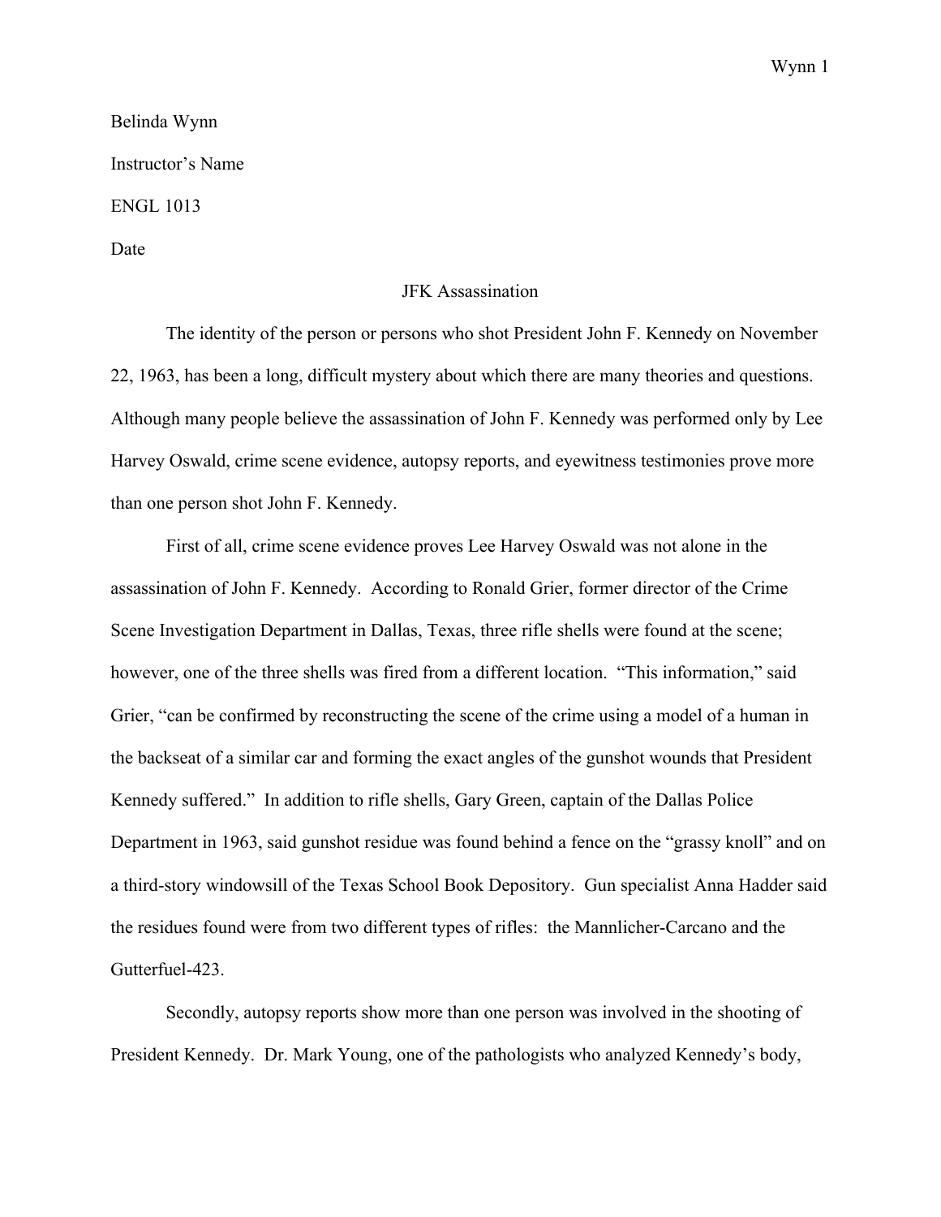Belinda Wynn

Instructor's Name

ENGL 1013

Date

# JFK Assassination

The identity of the person or persons who shot President John F. Kennedy on November 22, 1963, has been a long, difficult mystery about which there are many theories and questions. Although many people believe the assassination of John F. Kennedy was performed only by Lee Harvey Oswald, crime scene evidence, autopsy reports, and eyewitness testimonies prove more than one person shot John F. Kennedy.

First of all, crime scene evidence proves Lee Harvey Oswald was not alone in the assassination of John F. Kennedy. According to Ronald Grier, former director of the Crime Scene Investigation Department in Dallas, Texas, three rifle shells were found at the scene; however, one of the three shells was fired from a different location. "This information," said Grier, "can be confirmed by reconstructing the scene of the crime using a model of a human in the backseat of a similar car and forming the exact angles of the gunshot wounds that President Kennedy suffered." In addition to rifle shells, Gary Green, captain of the Dallas Police Department in 1963, said gunshot residue was found behind a fence on the "grassy knoll" and on a third-story windowsill of the Texas School Book Depository. Gun specialist Anna Hadder said the residues found were from two different types of rifles: the Mannlicher-Carcano and the Gutterfuel-423.

Secondly, autopsy reports show more than one person was involved in the shooting of President Kennedy. Dr. Mark Young, one of the pathologists who analyzed Kennedy's body,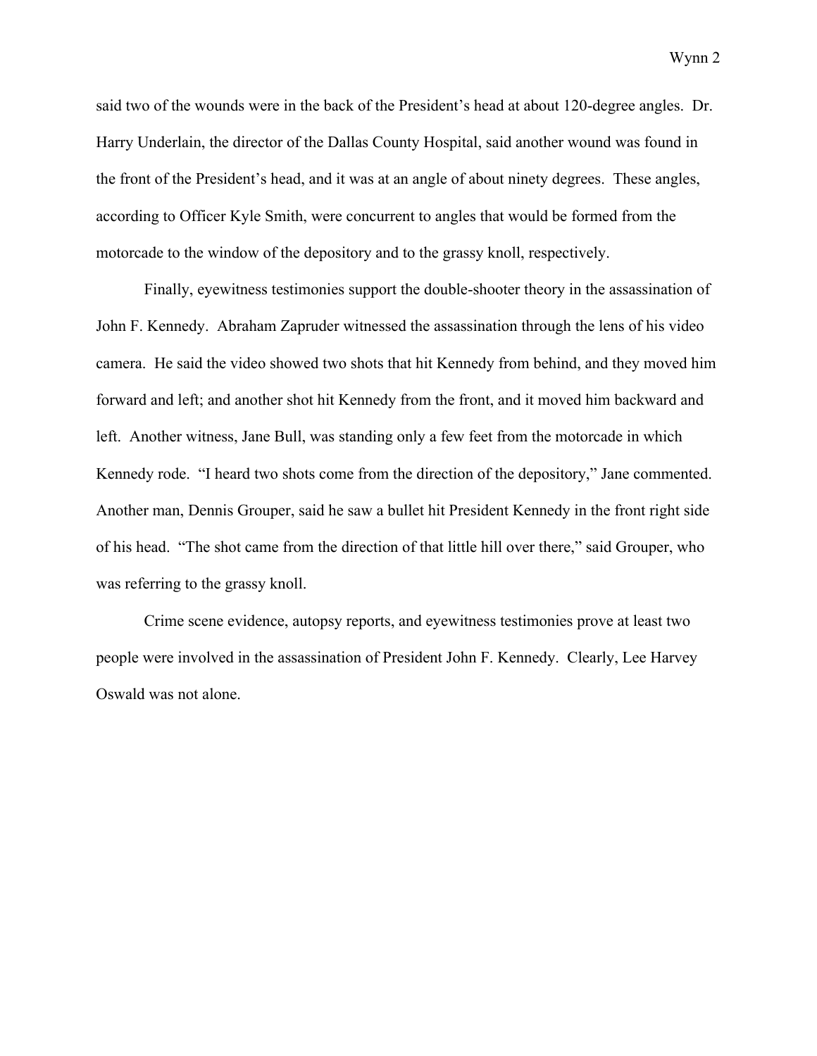said two of the wounds were in the back of the President's head at about 120-degree angles. Dr. Harry Underlain, the director of the Dallas County Hospital, said another wound was found in the front of the President's head, and it was at an angle of about ninety degrees. These angles, according to Officer Kyle Smith, were concurrent to angles that would be formed from the motorcade to the window of the depository and to the grassy knoll, respectively.

Finally, eyewitness testimonies support the double-shooter theory in the assassination of John F. Kennedy. Abraham Zapruder witnessed the assassination through the lens of his video camera. He said the video showed two shots that hit Kennedy from behind, and they moved him forward and left; and another shot hit Kennedy from the front, and it moved him backward and left. Another witness, Jane Bull, was standing only a few feet from the motorcade in which Kennedy rode. "I heard two shots come from the direction of the depository," Jane commented. Another man, Dennis Grouper, said he saw a bullet hit President Kennedy in the front right side of his head. "The shot came from the direction of that little hill over there," said Grouper, who was referring to the grassy knoll.

Crime scene evidence, autopsy reports, and eyewitness testimonies prove at least two people were involved in the assassination of President John F. Kennedy. Clearly, Lee Harvey Oswald was not alone.